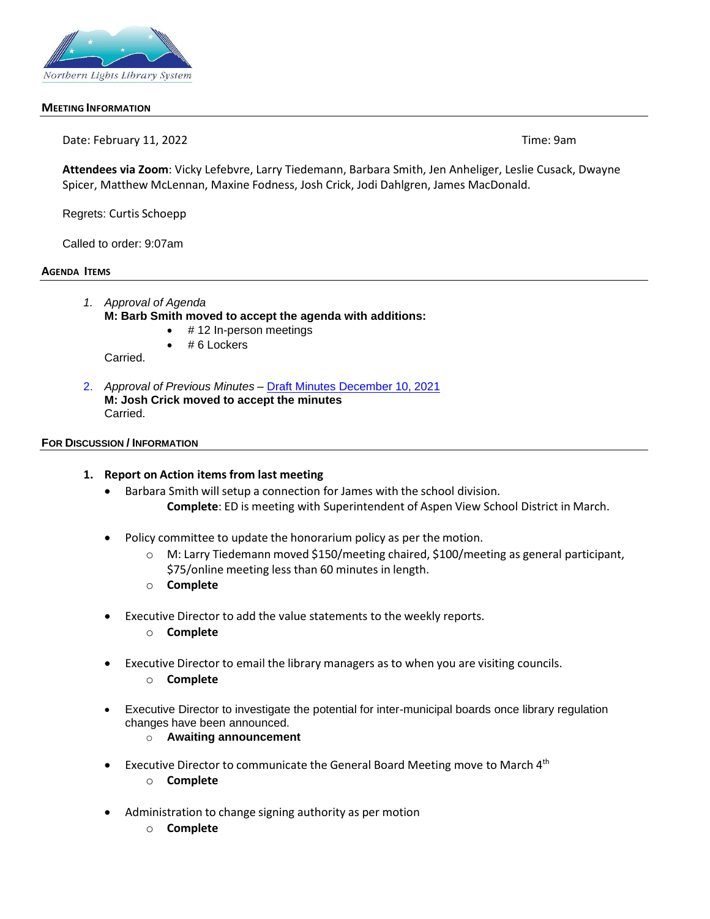Northern Lights Library System

## Meeting Information

Date: February 11, 2022 Time: 9am

**Attendees via Zoom**: Vicky Lefebvre, Larry Tiedemann, Barbara Smith, Jen Anheliger, Leslie Cusack, Dwayne Spicer, Matthew McLennan, Maxine Fodness, Josh Crick, Jodi Dahlgren, James MacDonald.

Regrets: Curtis Schoepp

Called to order: 9:07am

## Agenda Items

1. *Approval of Agenda*
   **M: Barb Smith moved to accept the agenda with additions:**
   - # 12 In-person meetings
   - # 6 Lockers

   Carried.

2. *Approval of Previous Minutes* – Draft Minutes December 10, 2021
   **M: Josh Crick moved to accept the minutes**
   Carried.

## For Discussion / Information

1. **Report on Action items from last meeting**
   - Barbara Smith will setup a connection for James with the school division.
     **Complete**: ED is meeting with Superintendent of Aspen View School District in March.
   - Policy committee to update the honorarium policy as per the motion.
     - M: Larry Tiedemann moved $150/meeting chaired, $100/meeting as general participant, $75/online meeting less than 60 minutes in length.
     - **Complete**
   - Executive Director to add the value statements to the weekly reports.
     - **Complete**
   - Executive Director to email the library managers as to when you are visiting councils.
     - **Complete**
   - Executive Director to investigate the potential for inter-municipal boards once library regulation changes have been announced.
     - **Awaiting announcement**
   - Executive Director to communicate the General Board Meeting move to March 4th
     - **Complete**
   - Administration to change signing authority as per motion
     - **Complete**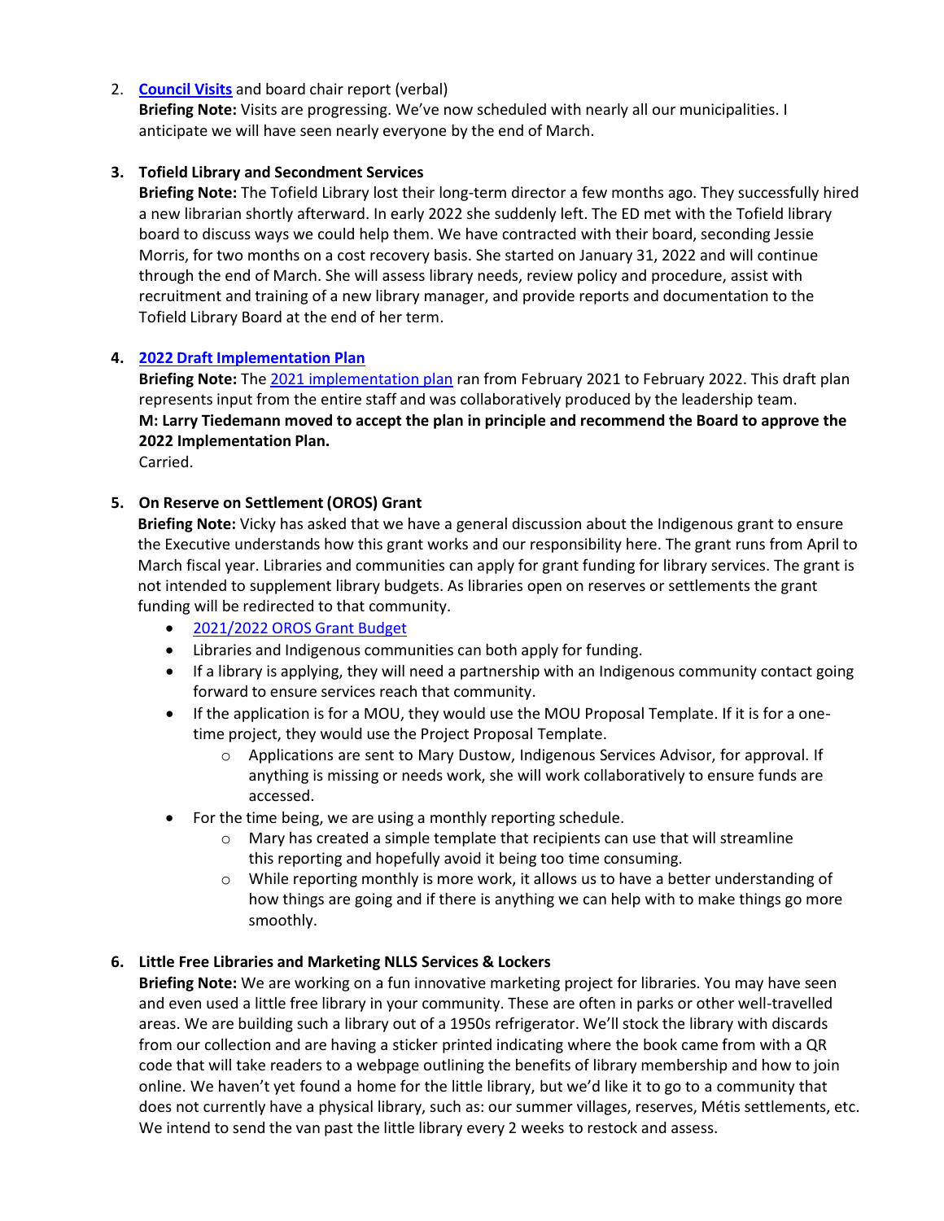2. **Council Visits** and board chair report (verbal)
   **Briefing Note:** Visits are progressing. We've now scheduled with nearly all our municipalities. I anticipate we will have seen nearly everyone by the end of March.

3. **Tofield Library and Secondment Services**
   **Briefing Note:** The Tofield Library lost their long-term director a few months ago. They successfully hired a new librarian shortly afterward. In early 2022 she suddenly left. The ED met with the Tofield library board to discuss ways we could help them. We have contracted with their board, seconding Jessie Morris, for two months on a cost recovery basis. She started on January 31, 2022 and will continue through the end of March. She will assess library needs, review policy and procedure, assist with recruitment and training of a new library manager, and provide reports and documentation to the Tofield Library Board at the end of her term.

4. **2022 Draft Implementation Plan**
   **Briefing Note:** The 2021 implementation plan ran from February 2021 to February 2022. This draft plan represents input from the entire staff and was collaboratively produced by the leadership team.
   **M: Larry Tiedemann moved to accept the plan in principle and recommend the Board to approve the 2022 Implementation Plan.**
   Carried.

5. **On Reserve on Settlement (OROS) Grant**
   **Briefing Note:** Vicky has asked that we have a general discussion about the Indigenous grant to ensure the Executive understands how this grant works and our responsibility here. The grant runs from April to March fiscal year. Libraries and communities can apply for grant funding for library services. The grant is not intended to supplement library budgets. As libraries open on reserves or settlements the grant funding will be redirected to that community.
   - 2021/2022 OROS Grant Budget
   - Libraries and Indigenous communities can both apply for funding.
   - If a library is applying, they will need a partnership with an Indigenous community contact going forward to ensure services reach that community.
   - If the application is for a MOU, they would use the MOU Proposal Template. If it is for a one-time project, they would use the Project Proposal Template.
     - Applications are sent to Mary Dustow, Indigenous Services Advisor, for approval. If anything is missing or needs work, she will work collaboratively to ensure funds are accessed.
   - For the time being, we are using a monthly reporting schedule.
     - Mary has created a simple template that recipients can use that will streamline this reporting and hopefully avoid it being too time consuming.
     - While reporting monthly is more work, it allows us to have a better understanding of how things are going and if there is anything we can help with to make things go more smoothly.

6. **Little Free Libraries and Marketing NLLS Services & Lockers**
   **Briefing Note:** We are working on a fun innovative marketing project for libraries. You may have seen and even used a little free library in your community. These are often in parks or other well-travelled areas. We are building such a library out of a 1950s refrigerator. We'll stock the library with discards from our collection and are having a sticker printed indicating where the book came from with a QR code that will take readers to a webpage outlining the benefits of library membership and how to join online. We haven't yet found a home for the little library, but we'd like it to go to a community that does not currently have a physical library, such as: our summer villages, reserves, Métis settlements, etc. We intend to send the van past the little library every 2 weeks to restock and assess.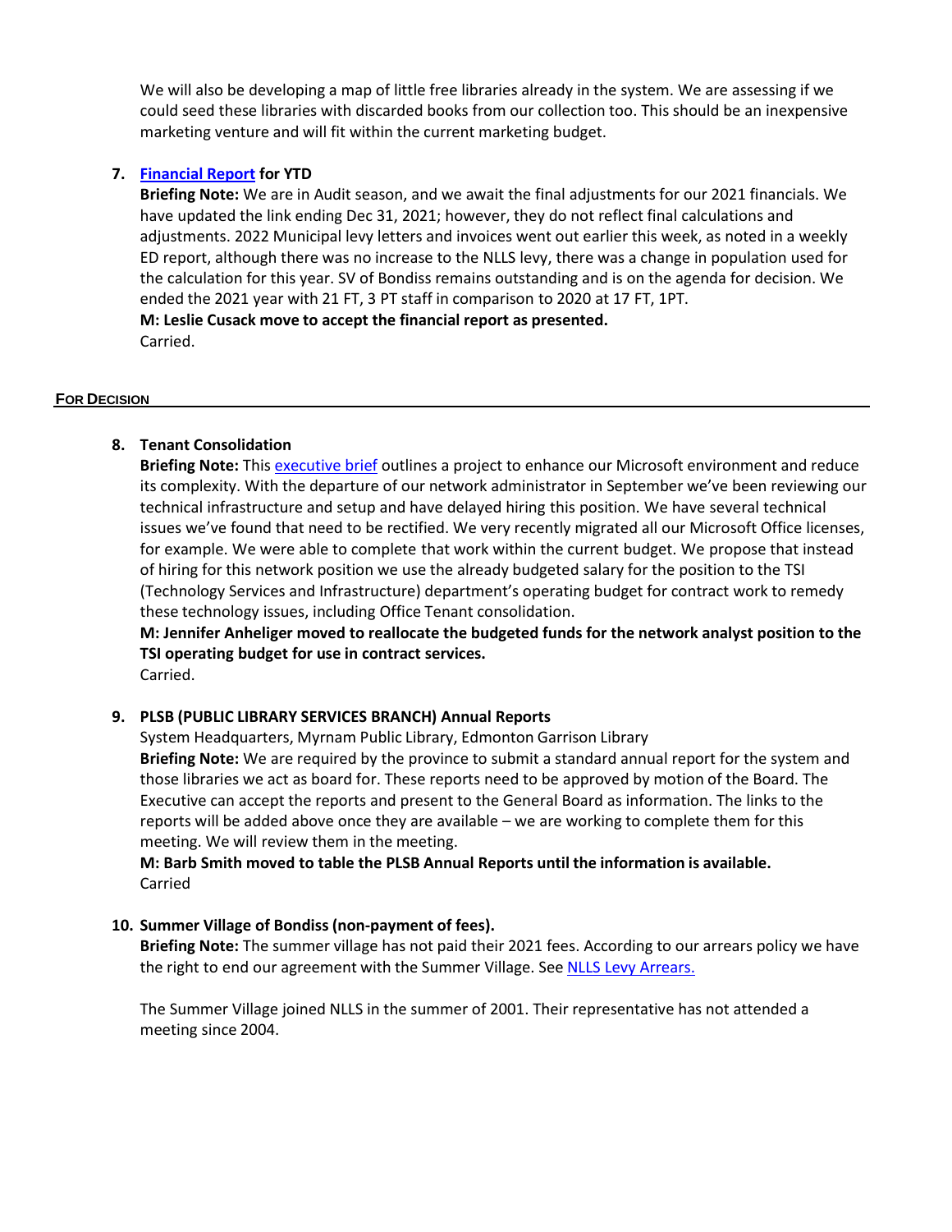We will also be developing a map of little free libraries already in the system. We are assessing if we could seed these libraries with discarded books from our collection too. This should be an inexpensive marketing venture and will fit within the current marketing budget.

7. **[Financial Report](#) for YTD**
   **Briefing Note:** We are in Audit season, and we await the final adjustments for our 2021 financials. We have updated the link ending Dec 31, 2021; however, they do not reflect final calculations and adjustments. 2022 Municipal levy letters and invoices went out earlier this week, as noted in a weekly ED report, although there was no increase to the NLLS levy, there was a change in population used for the calculation for this year. SV of Bondiss remains outstanding and is on the agenda for decision. We ended the 2021 year with 21 FT, 3 PT staff in comparison to 2020 at 17 FT, 1PT.
   **M: Leslie Cusack move to accept the financial report as presented.**
   Carried.

## FOR DECISION

8. **Tenant Consolidation**
   **Briefing Note:** This [executive brief](#) outlines a project to enhance our Microsoft environment and reduce its complexity. With the departure of our network administrator in September we've been reviewing our technical infrastructure and setup and have delayed hiring this position. We have several technical issues we've found that need to be rectified. We very recently migrated all our Microsoft Office licenses, for example. We were able to complete that work within the current budget. We propose that instead of hiring for this network position we use the already budgeted salary for the position to the TSI (Technology Services and Infrastructure) department's operating budget for contract work to remedy these technology issues, including Office Tenant consolidation.
   **M: Jennifer Anheliger moved to reallocate the budgeted funds for the network analyst position to the TSI operating budget for use in contract services.**
   Carried.

9. **PLSB (PUBLIC LIBRARY SERVICES BRANCH) Annual Reports**
   System Headquarters, Myrnam Public Library, Edmonton Garrison Library
   **Briefing Note:** We are required by the province to submit a standard annual report for the system and those libraries we act as board for. These reports need to be approved by motion of the Board. The Executive can accept the reports and present to the General Board as information. The links to the reports will be added above once they are available – we are working to complete them for this meeting. We will review them in the meeting.
   **M: Barb Smith moved to table the PLSB Annual Reports until the information is available.**
   Carried

10. **Summer Village of Bondiss (non-payment of fees).**
    **Briefing Note:** The summer village has not paid their 2021 fees. According to our arrears policy we have the right to end our agreement with the Summer Village. See [NLLS Levy Arrears.](#)

    The Summer Village joined NLLS in the summer of 2001. Their representative has not attended a meeting since 2004.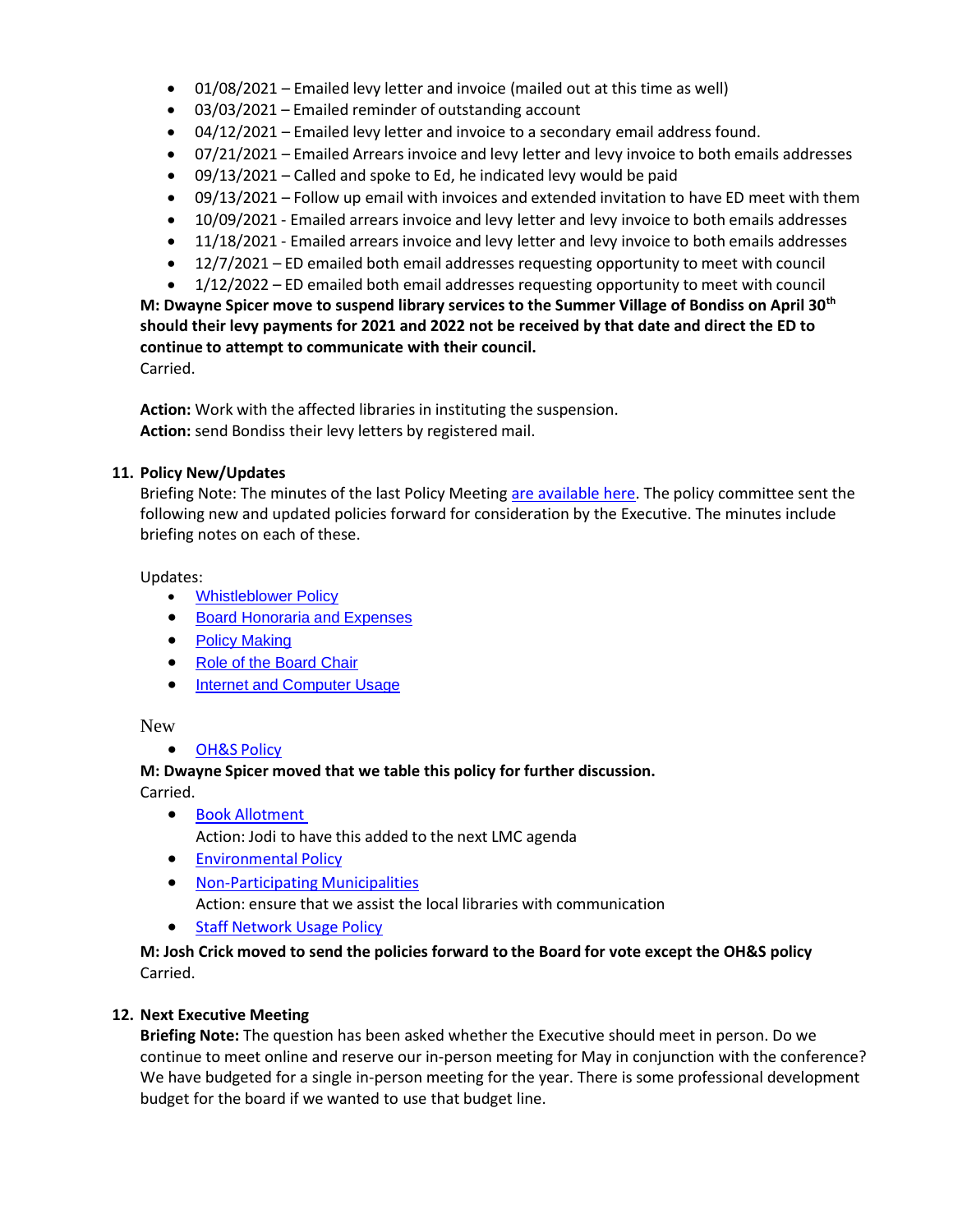- 01/08/2021 – Emailed levy letter and invoice (mailed out at this time as well)
- 03/03/2021 – Emailed reminder of outstanding account
- 04/12/2021 – Emailed levy letter and invoice to a secondary email address found.
- 07/21/2021 – Emailed Arrears invoice and levy letter and levy invoice to both emails addresses
- 09/13/2021 – Called and spoke to Ed, he indicated levy would be paid
- 09/13/2021 – Follow up email with invoices and extended invitation to have ED meet with them
- 10/09/2021 - Emailed arrears invoice and levy letter and levy invoice to both emails addresses
- 11/18/2021 - Emailed arrears invoice and levy letter and levy invoice to both emails addresses
- 12/7/2021 – ED emailed both email addresses requesting opportunity to meet with council
- 1/12/2022 – ED emailed both email addresses requesting opportunity to meet with council

**M: Dwayne Spicer move to suspend library services to the Summer Village of Bondiss on April 30th should their levy payments for 2021 and 2022 not be received by that date and direct the ED to continue to attempt to communicate with their council.**
Carried.

**Action:** Work with the affected libraries in instituting the suspension.
**Action:** send Bondiss their levy letters by registered mail.

## 11. Policy New/Updates

Briefing Note: The minutes of the last Policy Meeting are available here. The policy committee sent the following new and updated policies forward for consideration by the Executive. The minutes include briefing notes on each of these.

Updates:

- Whistleblower Policy
- Board Honoraria and Expenses
- Policy Making
- Role of the Board Chair
- Internet and Computer Usage

New

- OH&S Policy

**M: Dwayne Spicer moved that we table this policy for further discussion.**
Carried.

- Book Allotment
  Action: Jodi to have this added to the next LMC agenda
- Environmental Policy
- Non-Participating Municipalities
  Action: ensure that we assist the local libraries with communication
- Staff Network Usage Policy

**M: Josh Crick moved to send the policies forward to the Board for vote except the OH&S policy**
Carried.

## 12. Next Executive Meeting

**Briefing Note:** The question has been asked whether the Executive should meet in person. Do we continue to meet online and reserve our in-person meeting for May in conjunction with the conference? We have budgeted for a single in-person meeting for the year. There is some professional development budget for the board if we wanted to use that budget line.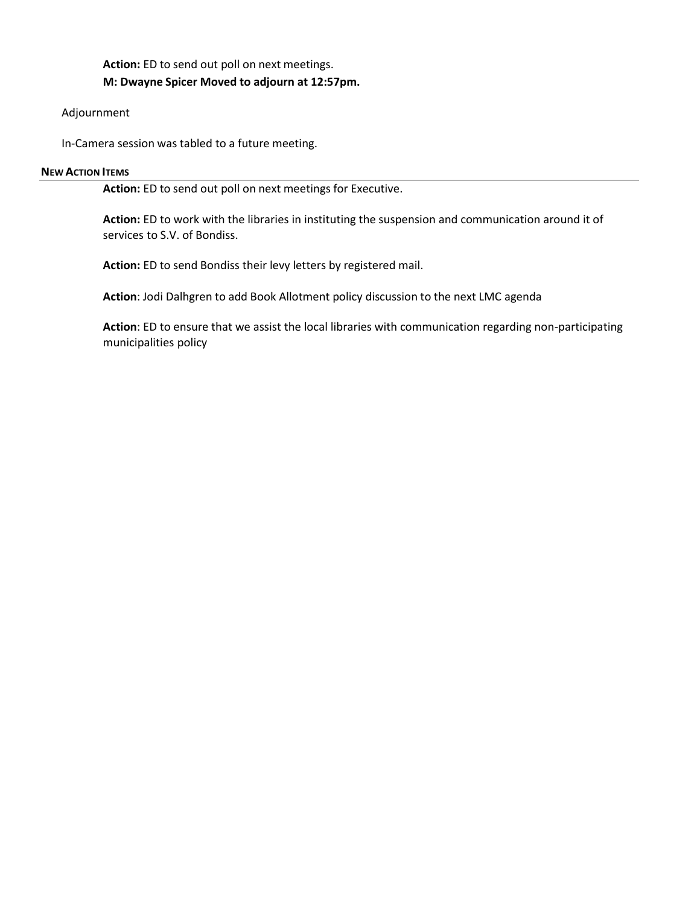**Action:** ED to send out poll on next meetings.

**M: Dwayne Spicer Moved to adjourn at 12:57pm.**

Adjournment

In-Camera session was tabled to a future meeting.

## NEW ACTION ITEMS

**Action:** ED to send out poll on next meetings for Executive.

**Action:** ED to work with the libraries in instituting the suspension and communication around it of services to S.V. of Bondiss.

**Action:** ED to send Bondiss their levy letters by registered mail.

**Action**: Jodi Dalhgren to add Book Allotment policy discussion to the next LMC agenda

**Action**: ED to ensure that we assist the local libraries with communication regarding non-participating municipalities policy